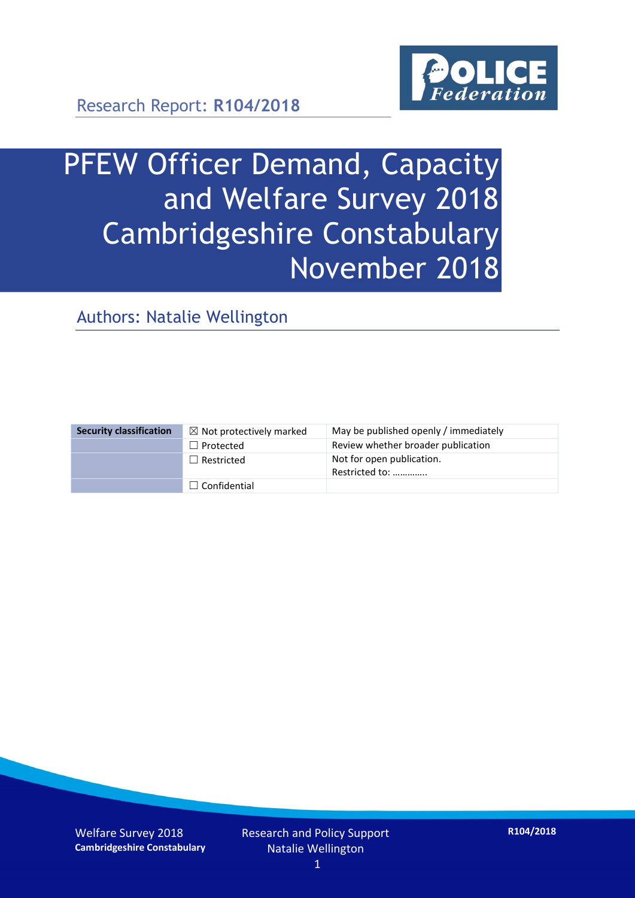Research Report: **R104/2018**

# PFEW Officer Demand, Capacity and Welfare Survey 2018 Cambridgeshire Constabulary November 2018

## Authors: Natalie Wellington

| Security classification | ☒ Not protectively marked | May be published openly / immediately |
|---|---|---|
| | ☐ Protected | Review whether broader publication |
| | ☐ Restricted | Not for open publication. Restricted to: ………….. |
| | ☐ Confidential | |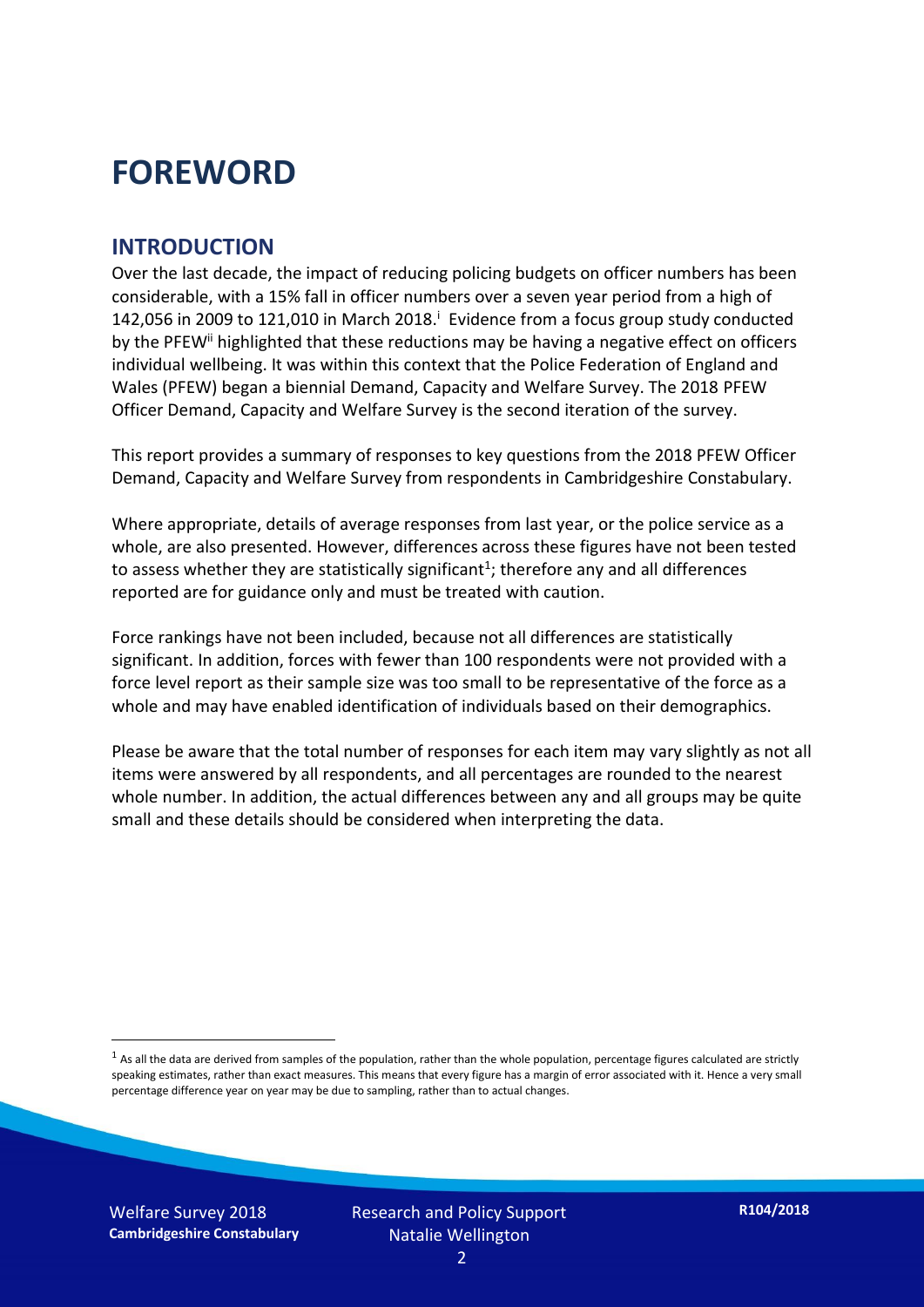# FOREWORD

## INTRODUCTION

Over the last decade, the impact of reducing policing budgets on officer numbers has been considerable, with a 15% fall in officer numbers over a seven year period from a high of 142,056 in 2009 to 121,010 in March 2018.[i] Evidence from a focus group study conducted by the PFEW[ii] highlighted that these reductions may be having a negative effect on officers individual wellbeing. It was within this context that the Police Federation of England and Wales (PFEW) began a biennial Demand, Capacity and Welfare Survey. The 2018 PFEW Officer Demand, Capacity and Welfare Survey is the second iteration of the survey.

This report provides a summary of responses to key questions from the 2018 PFEW Officer Demand, Capacity and Welfare Survey from respondents in Cambridgeshire Constabulary.

Where appropriate, details of average responses from last year, or the police service as a whole, are also presented. However, differences across these figures have not been tested to assess whether they are statistically significant[1]; therefore any and all differences reported are for guidance only and must be treated with caution.

Force rankings have not been included, because not all differences are statistically significant. In addition, forces with fewer than 100 respondents were not provided with a force level report as their sample size was too small to be representative of the force as a whole and may have enabled identification of individuals based on their demographics.

Please be aware that the total number of responses for each item may vary slightly as not all items were answered by all respondents, and all percentages are rounded to the nearest whole number. In addition, the actual differences between any and all groups may be quite small and these details should be considered when interpreting the data.

[1] As all the data are derived from samples of the population, rather than the whole population, percentage figures calculated are strictly speaking estimates, rather than exact measures. This means that every figure has a margin of error associated with it. Hence a very small percentage difference year on year may be due to sampling, rather than to actual changes.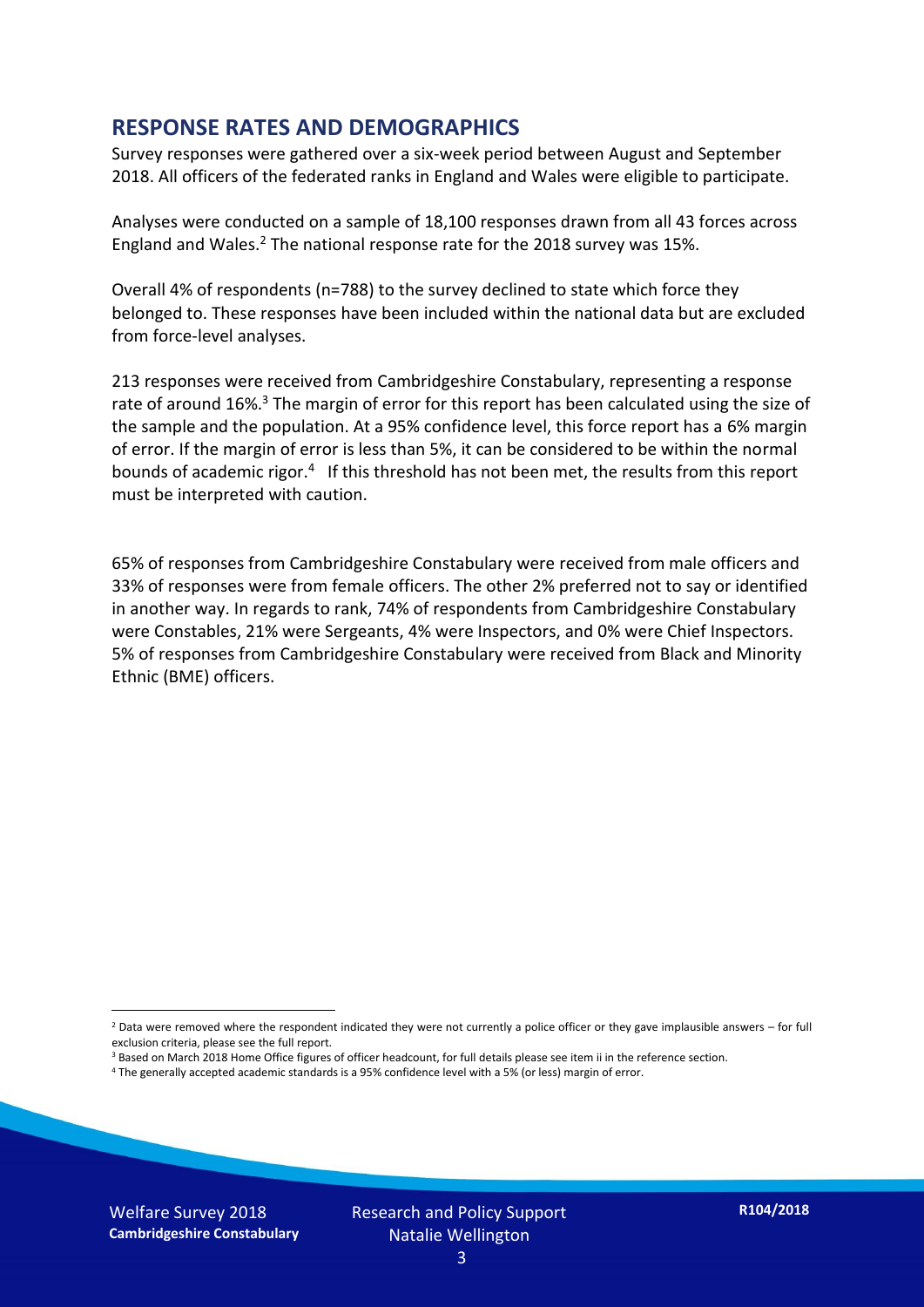## RESPONSE RATES AND DEMOGRAPHICS

Survey responses were gathered over a six-week period between August and September 2018. All officers of the federated ranks in England and Wales were eligible to participate.

Analyses were conducted on a sample of 18,100 responses drawn from all 43 forces across England and Wales.[2] The national response rate for the 2018 survey was 15%.

Overall 4% of respondents (n=788) to the survey declined to state which force they belonged to. These responses have been included within the national data but are excluded from force-level analyses.

213 responses were received from Cambridgeshire Constabulary, representing a response rate of around 16%.[3] The margin of error for this report has been calculated using the size of the sample and the population. At a 95% confidence level, this force report has a 6% margin of error. If the margin of error is less than 5%, it can be considered to be within the normal bounds of academic rigor.[4] If this threshold has not been met, the results from this report must be interpreted with caution.

65% of responses from Cambridgeshire Constabulary were received from male officers and 33% of responses were from female officers. The other 2% preferred not to say or identified in another way. In regards to rank, 74% of respondents from Cambridgeshire Constabulary were Constables, 21% were Sergeants, 4% were Inspectors, and 0% were Chief Inspectors. 5% of responses from Cambridgeshire Constabulary were received from Black and Minority Ethnic (BME) officers.

[2] Data were removed where the respondent indicated they were not currently a police officer or they gave implausible answers – for full exclusion criteria, please see the full report.

[3] Based on March 2018 Home Office figures of officer headcount, for full details please see item ii in the reference section.

[4] The generally accepted academic standards is a 95% confidence level with a 5% (or less) margin of error.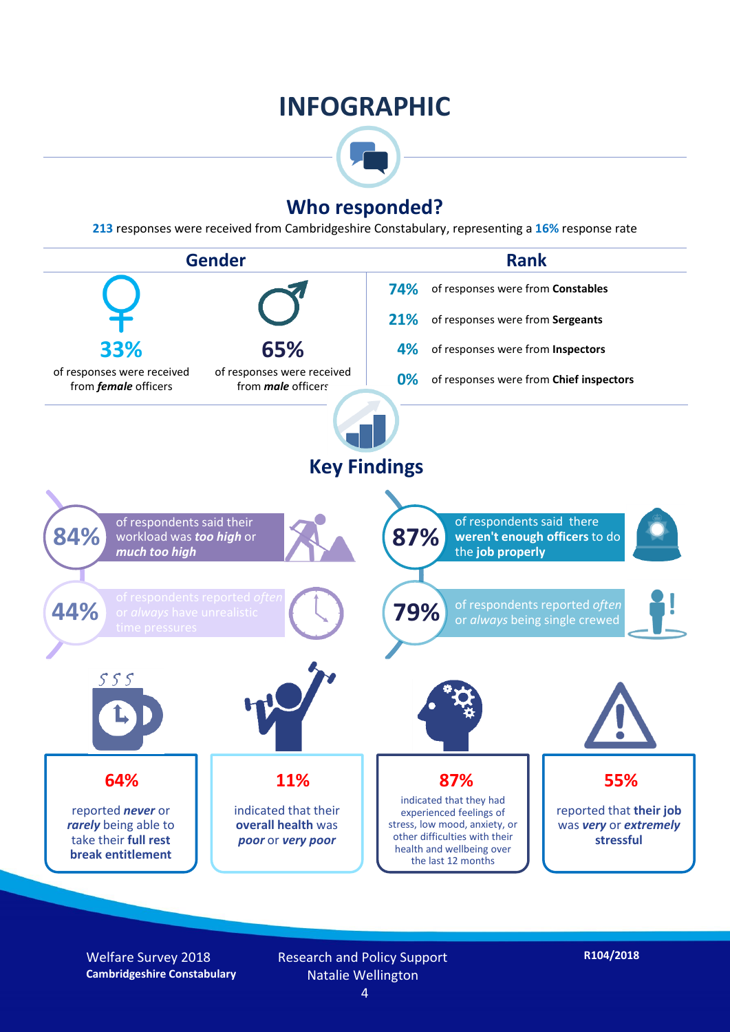# INFOGRAPHIC

## Who responded?

**213** responses were received from Cambridgeshire Constabulary, representing a **16%** response rate

### Gender

**33%** of responses were received from ***female*** officers

**65%** of responses were received from ***male*** officers

### Rank

**74%** of responses were from **Constables**

**21%** of responses were from **Sergeants**

**4%** of responses were from **Inspectors**

**0%** of responses were from **Chief inspectors**

## Key Findings

**84%** of respondents said their workload was ***too high*** or ***much too high***

**87%** of respondents said there **weren't enough officers** to do the **job properly**

**44%** of respondents reported *often* or *always* have unrealistic time pressures

**79%** of respondents reported *often* or *always* being single crewed

**64%** reported ***never*** or ***rarely*** being able to take their **full rest break entitlement**

**11%** indicated that their **overall health** was ***poor*** or ***very poor***

**87%** indicated that they had experienced feelings of stress, low mood, anxiety, or other difficulties with their health and wellbeing over the last 12 months

**55%** reported that **their job** was ***very*** or ***extremely*** **stressful**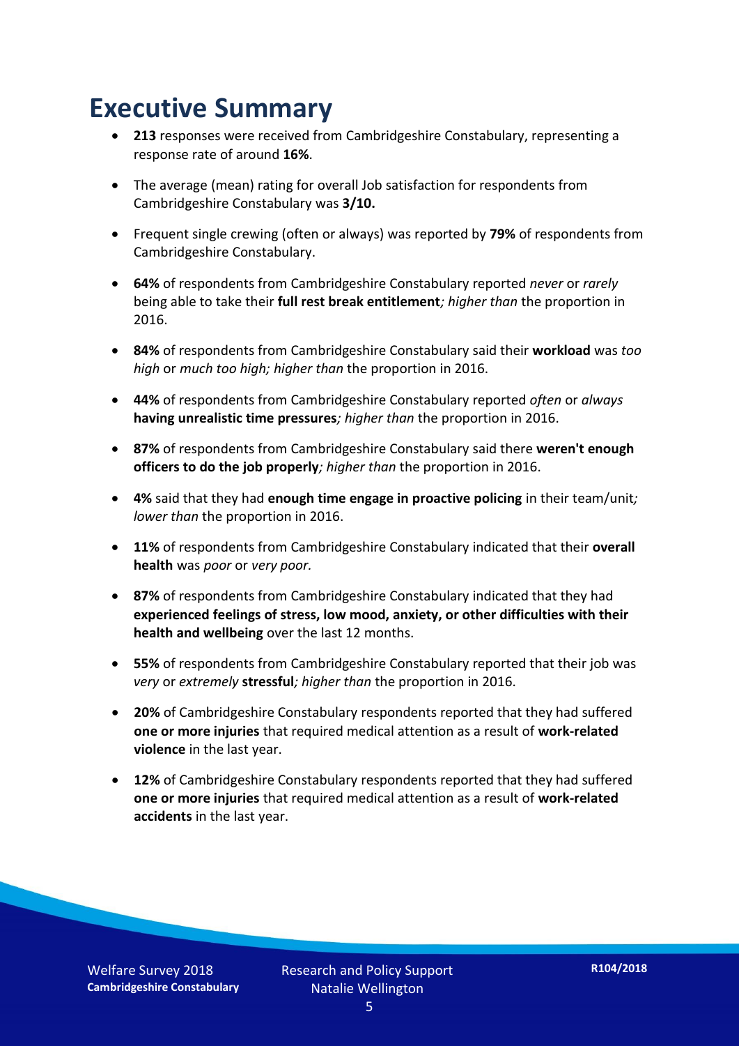# Executive Summary

- **213** responses were received from Cambridgeshire Constabulary, representing a response rate of around **16%**.
- The average (mean) rating for overall Job satisfaction for respondents from Cambridgeshire Constabulary was **3/10.**
- Frequent single crewing (often or always) was reported by **79%** of respondents from Cambridgeshire Constabulary.
- **64%** of respondents from Cambridgeshire Constabulary reported *never* or *rarely* being able to take their **full rest break entitlement***; higher than* the proportion in 2016.
- **84%** of respondents from Cambridgeshire Constabulary said their **workload** was *too high* or *much too high; higher than* the proportion in 2016.
- **44%** of respondents from Cambridgeshire Constabulary reported *often* or *always* **having unrealistic time pressures***; higher than* the proportion in 2016.
- **87%** of respondents from Cambridgeshire Constabulary said there **weren't enough officers to do the job properly***; higher than* the proportion in 2016.
- **4%** said that they had **enough time engage in proactive policing** in their team/unit*; lower than* the proportion in 2016.
- **11%** of respondents from Cambridgeshire Constabulary indicated that their **overall health** was *poor* or *very poor.*
- **87%** of respondents from Cambridgeshire Constabulary indicated that they had **experienced feelings of stress, low mood, anxiety, or other difficulties with their health and wellbeing** over the last 12 months.
- **55%** of respondents from Cambridgeshire Constabulary reported that their job was *very* or *extremely* **stressful***; higher than* the proportion in 2016.
- **20%** of Cambridgeshire Constabulary respondents reported that they had suffered **one or more injuries** that required medical attention as a result of **work-related violence** in the last year.
- **12%** of Cambridgeshire Constabulary respondents reported that they had suffered **one or more injuries** that required medical attention as a result of **work-related accidents** in the last year.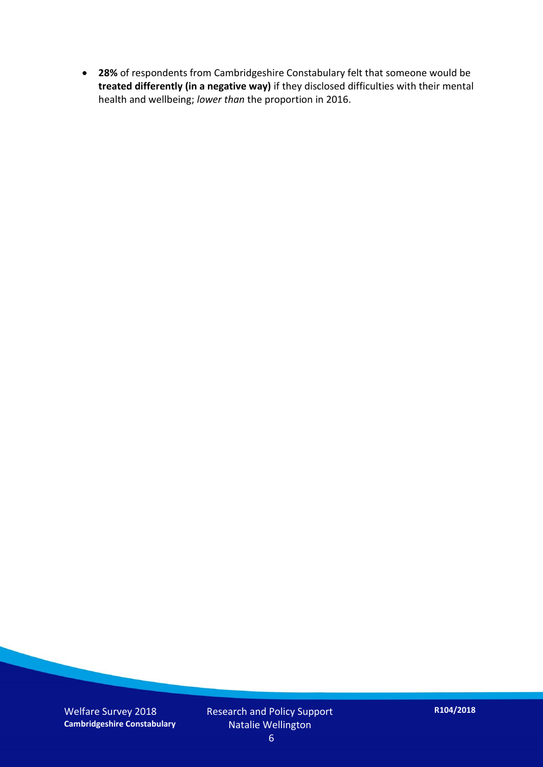- **28%** of respondents from Cambridgeshire Constabulary felt that someone would be **treated differently (in a negative way)** if they disclosed difficulties with their mental health and wellbeing; *lower than* the proportion in 2016.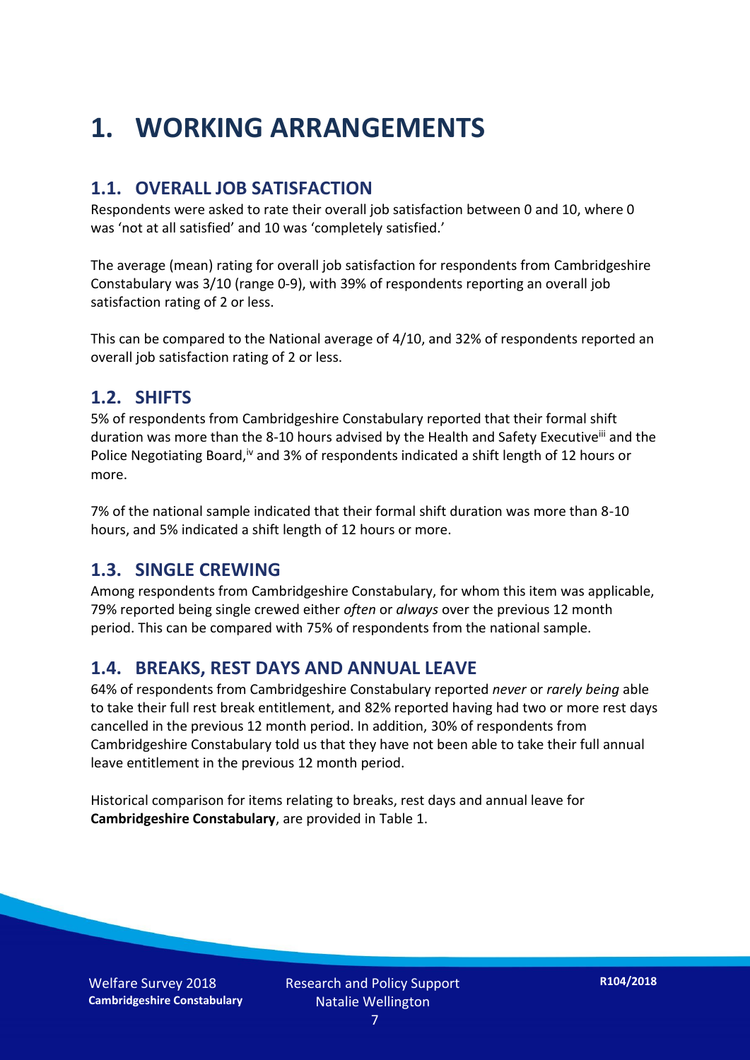# 1. WORKING ARRANGEMENTS

## 1.1. OVERALL JOB SATISFACTION

Respondents were asked to rate their overall job satisfaction between 0 and 10, where 0 was 'not at all satisfied' and 10 was 'completely satisfied.'

The average (mean) rating for overall job satisfaction for respondents from Cambridgeshire Constabulary was 3/10 (range 0-9), with 39% of respondents reporting an overall job satisfaction rating of 2 or less.

This can be compared to the National average of 4/10, and 32% of respondents reported an overall job satisfaction rating of 2 or less.

## 1.2. SHIFTS

5% of respondents from Cambridgeshire Constabulary reported that their formal shift duration was more than the 8-10 hours advised by the Health and Safety Executive[iii] and the Police Negotiating Board,[iv] and 3% of respondents indicated a shift length of 12 hours or more.

7% of the national sample indicated that their formal shift duration was more than 8-10 hours, and 5% indicated a shift length of 12 hours or more.

## 1.3. SINGLE CREWING

Among respondents from Cambridgeshire Constabulary, for whom this item was applicable, 79% reported being single crewed either *often* or *always* over the previous 12 month period. This can be compared with 75% of respondents from the national sample.

## 1.4. BREAKS, REST DAYS AND ANNUAL LEAVE

64% of respondents from Cambridgeshire Constabulary reported *never* or *rarely being* able to take their full rest break entitlement, and 82% reported having had two or more rest days cancelled in the previous 12 month period. In addition, 30% of respondents from Cambridgeshire Constabulary told us that they have not been able to take their full annual leave entitlement in the previous 12 month period.

Historical comparison for items relating to breaks, rest days and annual leave for **Cambridgeshire Constabulary**, are provided in Table 1.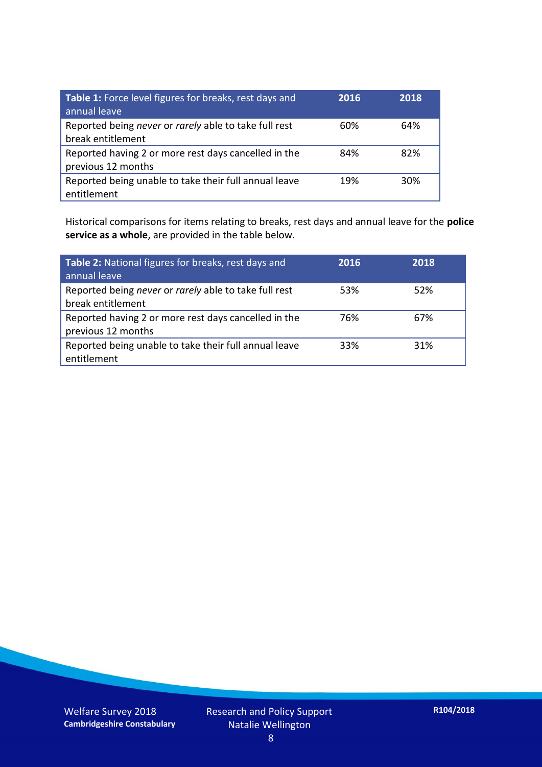| **Table 1:** Force level figures for breaks, rest days and annual leave | **2016** | **2018** |
|---|---|---|
| Reported being *never* or *rarely* able to take full rest break entitlement | 60% | 64% |
| Reported having 2 or more rest days cancelled in the previous 12 months | 84% | 82% |
| Reported being unable to take their full annual leave entitlement | 19% | 30% |

Historical comparisons for items relating to breaks, rest days and annual leave for the **police service as a whole**, are provided in the table below.

| **Table 2:** National figures for breaks, rest days and annual leave | **2016** | **2018** |
|---|---|---|
| Reported being *never* or *rarely* able to take full rest break entitlement | 53% | 52% |
| Reported having 2 or more rest days cancelled in the previous 12 months | 76% | 67% |
| Reported being unable to take their full annual leave entitlement | 33% | 31% |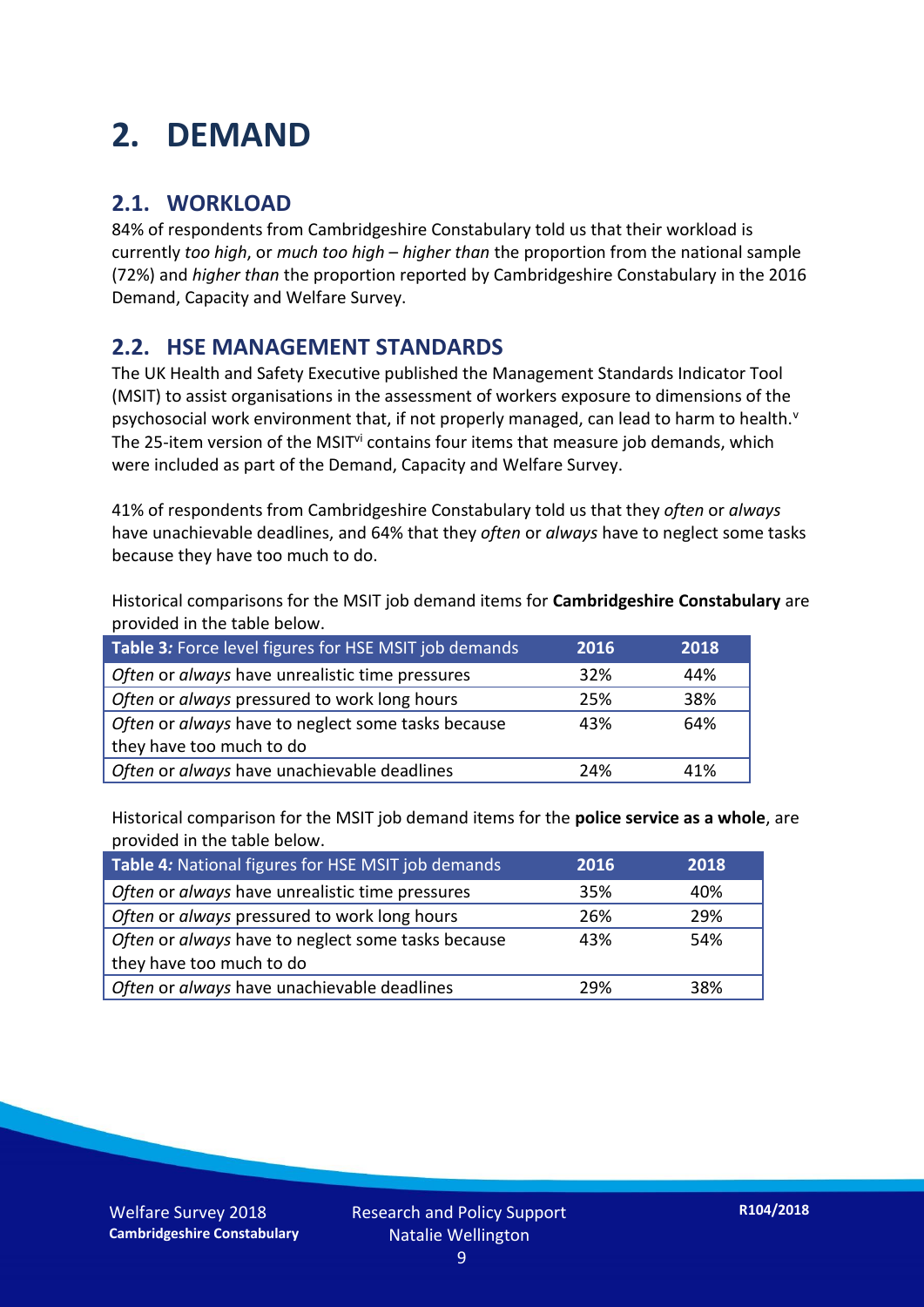# 2. DEMAND

## 2.1. WORKLOAD

84% of respondents from Cambridgeshire Constabulary told us that their workload is currently *too high*, or *much too high* – *higher than* the proportion from the national sample (72%) and *higher than* the proportion reported by Cambridgeshire Constabulary in the 2016 Demand, Capacity and Welfare Survey.

## 2.2. HSE MANAGEMENT STANDARDS

The UK Health and Safety Executive published the Management Standards Indicator Tool (MSIT) to assist organisations in the assessment of workers exposure to dimensions of the psychosocial work environment that, if not properly managed, can lead to harm to health.[v] The 25-item version of the MSIT[vi] contains four items that measure job demands, which were included as part of the Demand, Capacity and Welfare Survey.

41% of respondents from Cambridgeshire Constabulary told us that they *often* or *always* have unachievable deadlines, and 64% that they *often* or *always* have to neglect some tasks because they have too much to do.

Historical comparisons for the MSIT job demand items for **Cambridgeshire Constabulary** are provided in the table below.

| **Table 3***:* Force level figures for HSE MSIT job demands | 2016 | 2018 |
|---|---|---|
| *Often* or *always* have unrealistic time pressures | 32% | 44% |
| *Often* or *always* pressured to work long hours | 25% | 38% |
| *Often* or *always* have to neglect some tasks because they have too much to do | 43% | 64% |
| *Often* or *always* have unachievable deadlines | 24% | 41% |

Historical comparison for the MSIT job demand items for the **police service as a whole**, are provided in the table below.

| **Table 4***:* National figures for HSE MSIT job demands | 2016 | 2018 |
|---|---|---|
| *Often* or *always* have unrealistic time pressures | 35% | 40% |
| *Often* or *always* pressured to work long hours | 26% | 29% |
| *Often* or *always* have to neglect some tasks because they have too much to do | 43% | 54% |
| *Often* or *always* have unachievable deadlines | 29% | 38% |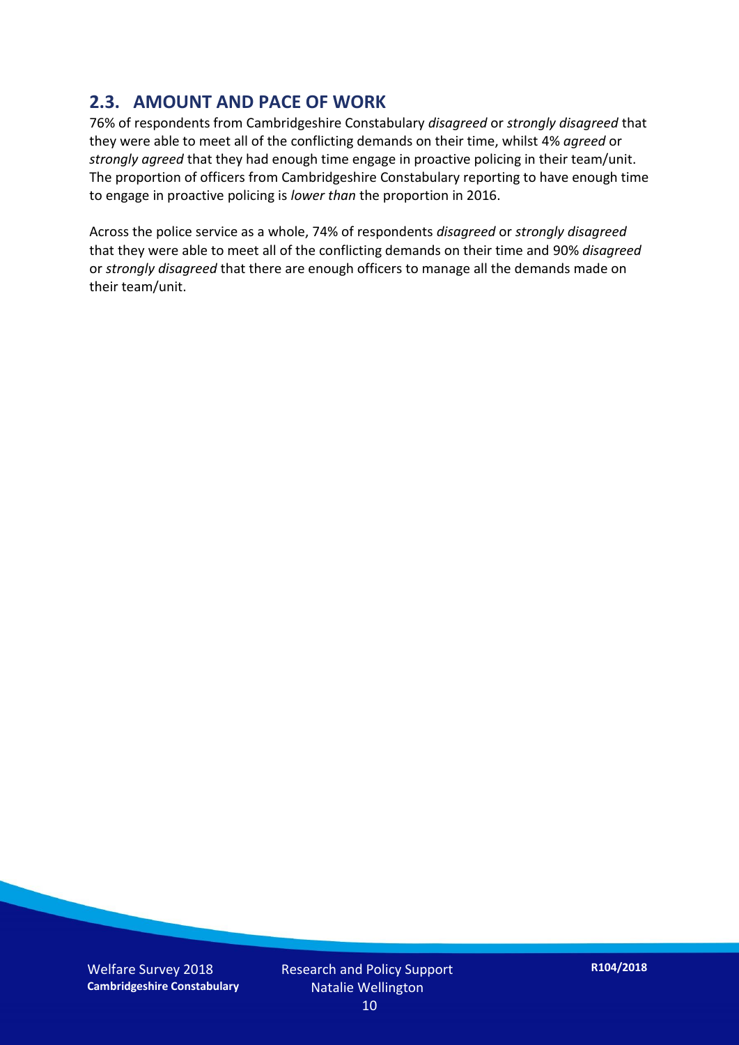## 2.3. AMOUNT AND PACE OF WORK

76% of respondents from Cambridgeshire Constabulary *disagreed* or *strongly disagreed* that they were able to meet all of the conflicting demands on their time, whilst 4% *agreed* or *strongly agreed* that they had enough time engage in proactive policing in their team/unit. The proportion of officers from Cambridgeshire Constabulary reporting to have enough time to engage in proactive policing is *lower than* the proportion in 2016.

Across the police service as a whole, 74% of respondents *disagreed* or *strongly disagreed* that they were able to meet all of the conflicting demands on their time and 90% *disagreed* or *strongly disagreed* that there are enough officers to manage all the demands made on their team/unit.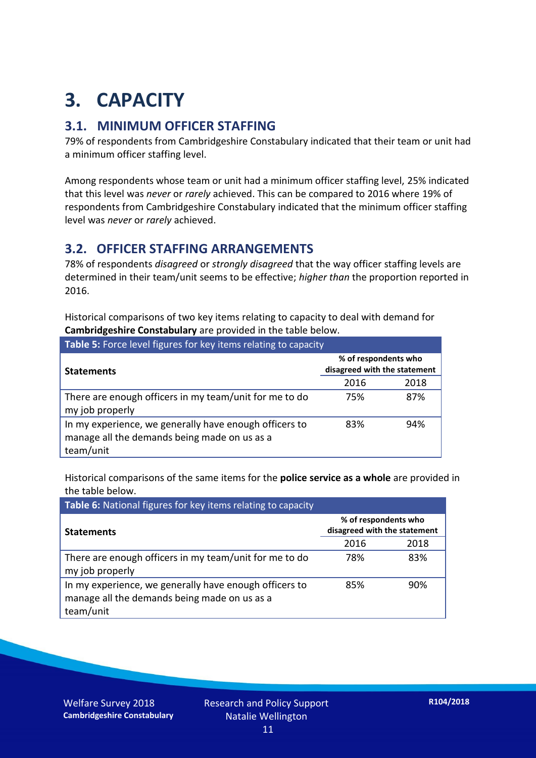# 3. CAPACITY

## 3.1. MINIMUM OFFICER STAFFING

79% of respondents from Cambridgeshire Constabulary indicated that their team or unit had a minimum officer staffing level.

Among respondents whose team or unit had a minimum officer staffing level, 25% indicated that this level was *never* or *rarely* achieved. This can be compared to 2016 where 19% of respondents from Cambridgeshire Constabulary indicated that the minimum officer staffing level was *never* or *rarely* achieved.

## 3.2. OFFICER STAFFING ARRANGEMENTS

78% of respondents *disagreed* or *strongly disagreed* that the way officer staffing levels are determined in their team/unit seems to be effective; *higher than* the proportion reported in 2016.

Historical comparisons of two key items relating to capacity to deal with demand for **Cambridgeshire Constabulary** are provided in the table below.

**Table 5:** Force level figures for key items relating to capacity

| Statements | % of respondents who disagreed with the statement | |
|---|---|---|
| | 2016 | 2018 |
| There are enough officers in my team/unit for me to do my job properly | 75% | 87% |
| In my experience, we generally have enough officers to manage all the demands being made on us as a team/unit | 83% | 94% |

Historical comparisons of the same items for the **police service as a whole** are provided in the table below.

**Table 6:** National figures for key items relating to capacity

| Statements | % of respondents who disagreed with the statement | |
|---|---|---|
| | 2016 | 2018 |
| There are enough officers in my team/unit for me to do my job properly | 78% | 83% |
| In my experience, we generally have enough officers to manage all the demands being made on us as a team/unit | 85% | 90% |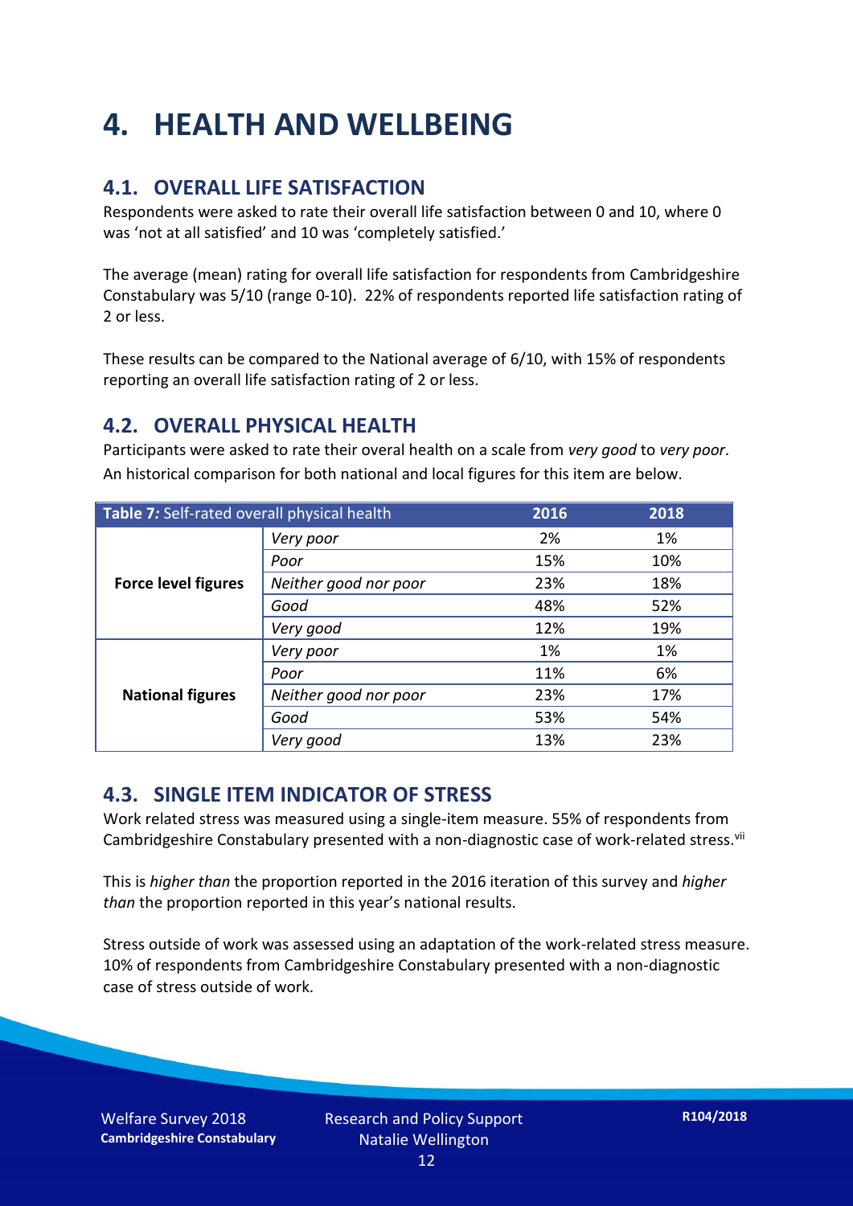# 4. HEALTH AND WELLBEING

## 4.1. OVERALL LIFE SATISFACTION

Respondents were asked to rate their overall life satisfaction between 0 and 10, where 0 was 'not at all satisfied' and 10 was 'completely satisfied.'

The average (mean) rating for overall life satisfaction for respondents from Cambridgeshire Constabulary was 5/10 (range 0-10). 22% of respondents reported life satisfaction rating of 2 or less.

These results can be compared to the National average of 6/10, with 15% of respondents reporting an overall life satisfaction rating of 2 or less.

## 4.2. OVERALL PHYSICAL HEALTH

Participants were asked to rate their overal health on a scale from *very good* to *very poor*. An historical comparison for both national and local figures for this item are below.

| **Table 7:** Self-rated overall physical health | | 2016 | 2018 |
|---|---|---|---|
| **Force level figures** | *Very poor* | 2% | 1% |
| | *Poor* | 15% | 10% |
| | *Neither good nor poor* | 23% | 18% |
| | *Good* | 48% | 52% |
| | *Very good* | 12% | 19% |
| **National figures** | *Very poor* | 1% | 1% |
| | *Poor* | 11% | 6% |
| | *Neither good nor poor* | 23% | 17% |
| | *Good* | 53% | 54% |
| | *Very good* | 13% | 23% |

## 4.3. SINGLE ITEM INDICATOR OF STRESS

Work related stress was measured using a single-item measure. 55% of respondents from Cambridgeshire Constabulary presented with a non-diagnostic case of work-related stress.[vii]

This is *higher than* the proportion reported in the 2016 iteration of this survey and *higher than* the proportion reported in this year's national results.

Stress outside of work was assessed using an adaptation of the work-related stress measure. 10% of respondents from Cambridgeshire Constabulary presented with a non-diagnostic case of stress outside of work.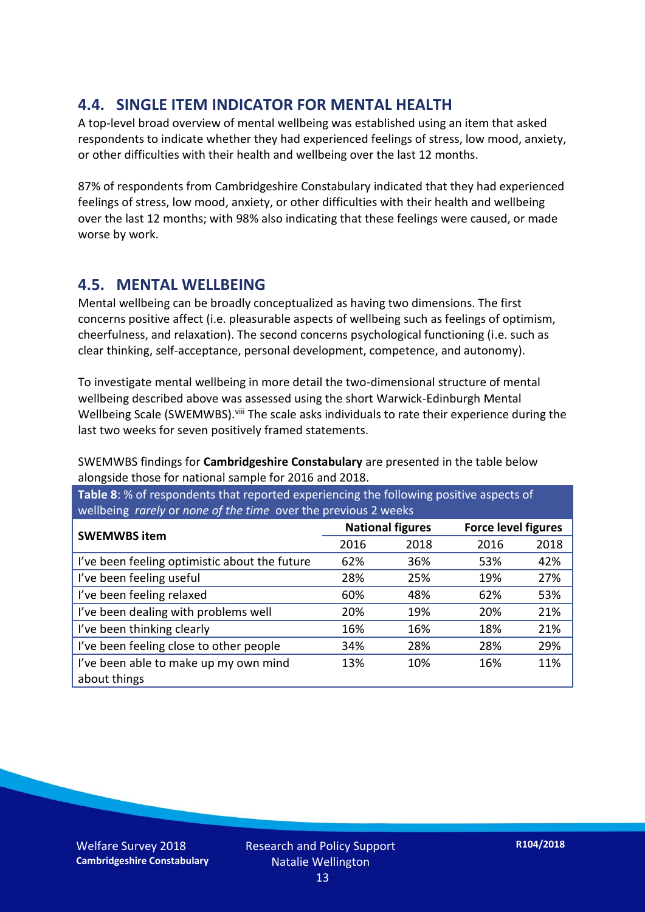## 4.4. SINGLE ITEM INDICATOR FOR MENTAL HEALTH

A top-level broad overview of mental wellbeing was established using an item that asked respondents to indicate whether they had experienced feelings of stress, low mood, anxiety, or other difficulties with their health and wellbeing over the last 12 months.

87% of respondents from Cambridgeshire Constabulary indicated that they had experienced feelings of stress, low mood, anxiety, or other difficulties with their health and wellbeing over the last 12 months; with 98% also indicating that these feelings were caused, or made worse by work.

## 4.5. MENTAL WELLBEING

Mental wellbeing can be broadly conceptualized as having two dimensions. The first concerns positive affect (i.e. pleasurable aspects of wellbeing such as feelings of optimism, cheerfulness, and relaxation). The second concerns psychological functioning (i.e. such as clear thinking, self-acceptance, personal development, competence, and autonomy).

To investigate mental wellbeing in more detail the two-dimensional structure of mental wellbeing described above was assessed using the short Warwick-Edinburgh Mental Wellbeing Scale (SWEMWBS).[viii] The scale asks individuals to rate their experience during the last two weeks for seven positively framed statements.

SWEMWBS findings for **Cambridgeshire Constabulary** are presented in the table below alongside those for national sample for 2016 and 2018.

**Table 8**: % of respondents that reported experiencing the following positive aspects of wellbeing *rarely* or *none of the time* over the previous 2 weeks

| SWEMWBS item | National figures | | Force level figures | |
|---|---|---|---|---|
| | 2016 | 2018 | 2016 | 2018 |
| I've been feeling optimistic about the future | 62% | 36% | 53% | 42% |
| I've been feeling useful | 28% | 25% | 19% | 27% |
| I've been feeling relaxed | 60% | 48% | 62% | 53% |
| I've been dealing with problems well | 20% | 19% | 20% | 21% |
| I've been thinking clearly | 16% | 16% | 18% | 21% |
| I've been feeling close to other people | 34% | 28% | 28% | 29% |
| I've been able to make up my own mind about things | 13% | 10% | 16% | 11% |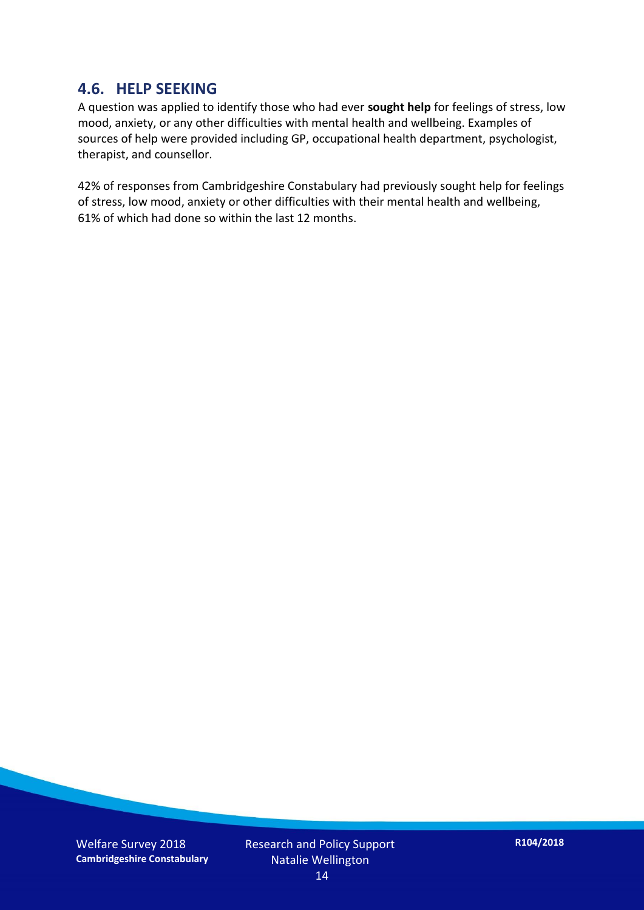## 4.6. HELP SEEKING

A question was applied to identify those who had ever **sought help** for feelings of stress, low mood, anxiety, or any other difficulties with mental health and wellbeing. Examples of sources of help were provided including GP, occupational health department, psychologist, therapist, and counsellor.

42% of responses from Cambridgeshire Constabulary had previously sought help for feelings of stress, low mood, anxiety or other difficulties with their mental health and wellbeing, 61% of which had done so within the last 12 months.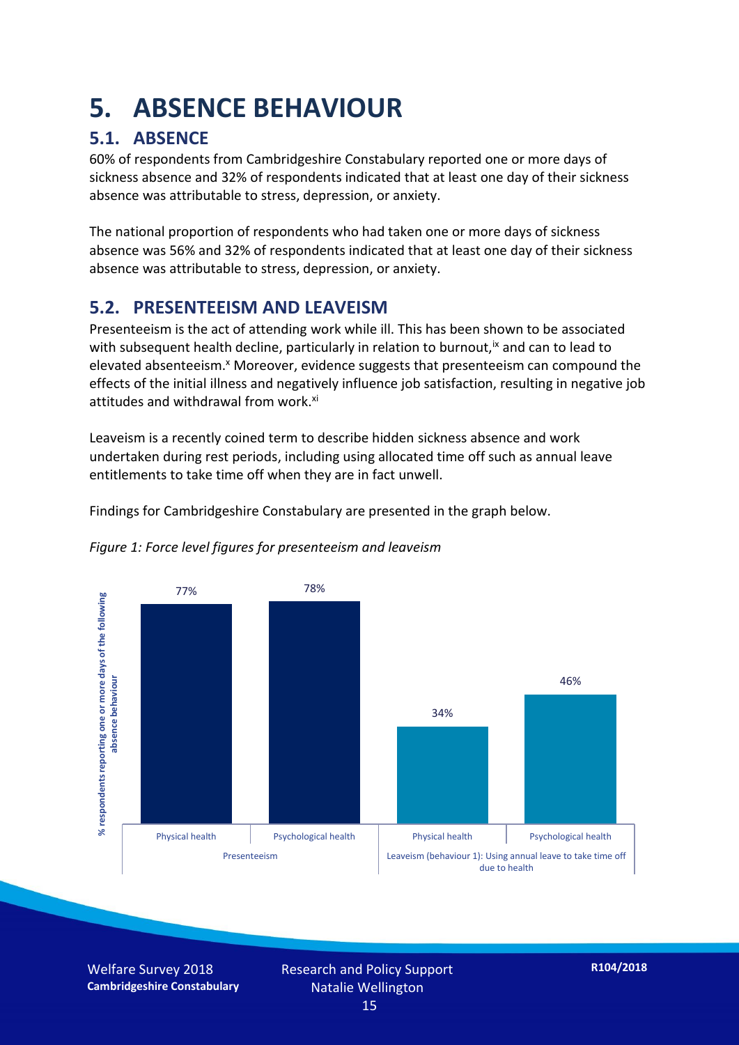# 5. ABSENCE BEHAVIOUR

## 5.1. ABSENCE

60% of respondents from Cambridgeshire Constabulary reported one or more days of sickness absence and 32% of respondents indicated that at least one day of their sickness absence was attributable to stress, depression, or anxiety.

The national proportion of respondents who had taken one or more days of sickness absence was 56% and 32% of respondents indicated that at least one day of their sickness absence was attributable to stress, depression, or anxiety.

## 5.2. PRESENTEEISM AND LEAVEISM

Presenteeism is the act of attending work while ill. This has been shown to be associated with subsequent health decline, particularly in relation to burnout,[ix] and can to lead to elevated absenteeism.[x] Moreover, evidence suggests that presenteeism can compound the effects of the initial illness and negatively influence job satisfaction, resulting in negative job attitudes and withdrawal from work.[xi]

Leaveism is a recently coined term to describe hidden sickness absence and work undertaken during rest periods, including using allocated time off such as annual leave entitlements to take time off when they are in fact unwell.

Findings for Cambridgeshire Constabulary are presented in the graph below.

*Figure 1: Force level figures for presenteeism and leaveism*

| Absence behaviour | | % respondents reporting one or more days of the following absence behaviour |
|---|---|---|
| Presenteeism | Physical health | 77% |
| | Psychological health | 78% |
| Leaveism (behaviour 1): Using annual leave to take time off due to health | Physical health | 34% |
| | Psychological health | 46% |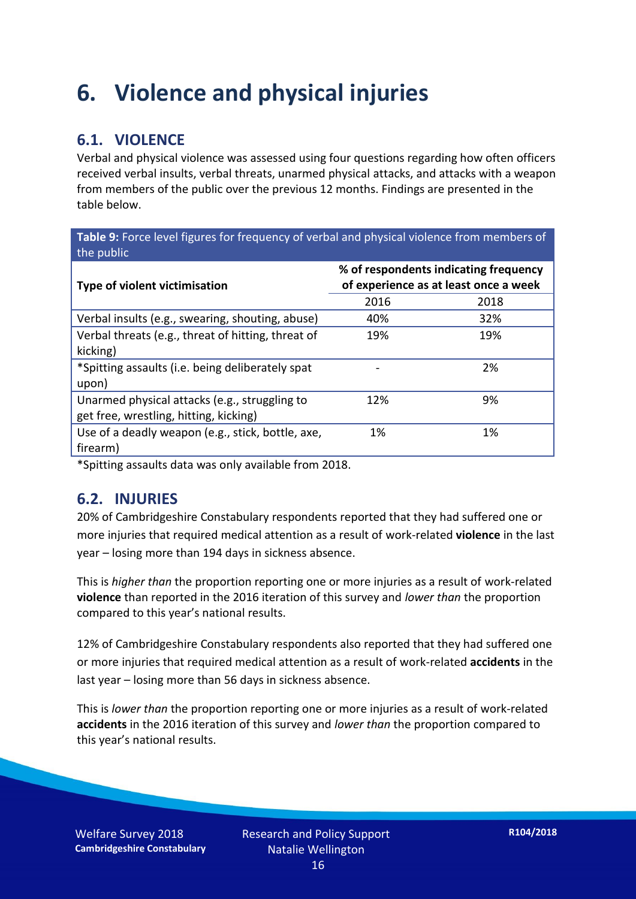# 6. Violence and physical injuries

## 6.1. VIOLENCE

Verbal and physical violence was assessed using four questions regarding how often officers received verbal insults, verbal threats, unarmed physical attacks, and attacks with a weapon from members of the public over the previous 12 months. Findings are presented in the table below.

**Table 9:** Force level figures for frequency of verbal and physical violence from members of the public

| Type of violent victimisation | % of respondents indicating frequency of experience as at least once a week | |
|---|---|---|
| | 2016 | 2018 |
| Verbal insults (e.g., swearing, shouting, abuse) | 40% | 32% |
| Verbal threats (e.g., threat of hitting, threat of kicking) | 19% | 19% |
| *Spitting assaults (i.e. being deliberately spat upon) | - | 2% |
| Unarmed physical attacks (e.g., struggling to get free, wrestling, hitting, kicking) | 12% | 9% |
| Use of a deadly weapon (e.g., stick, bottle, axe, firearm) | 1% | 1% |

*Spitting assaults data was only available from 2018.

## 6.2. INJURIES

20% of Cambridgeshire Constabulary respondents reported that they had suffered one or more injuries that required medical attention as a result of work-related **violence** in the last year – losing more than 194 days in sickness absence.

This is *higher than* the proportion reporting one or more injuries as a result of work-related **violence** than reported in the 2016 iteration of this survey and *lower than* the proportion compared to this year's national results.

12% of Cambridgeshire Constabulary respondents also reported that they had suffered one or more injuries that required medical attention as a result of work-related **accidents** in the last year – losing more than 56 days in sickness absence.

This is *lower than* the proportion reporting one or more injuries as a result of work-related **accidents** in the 2016 iteration of this survey and *lower than* the proportion compared to this year's national results.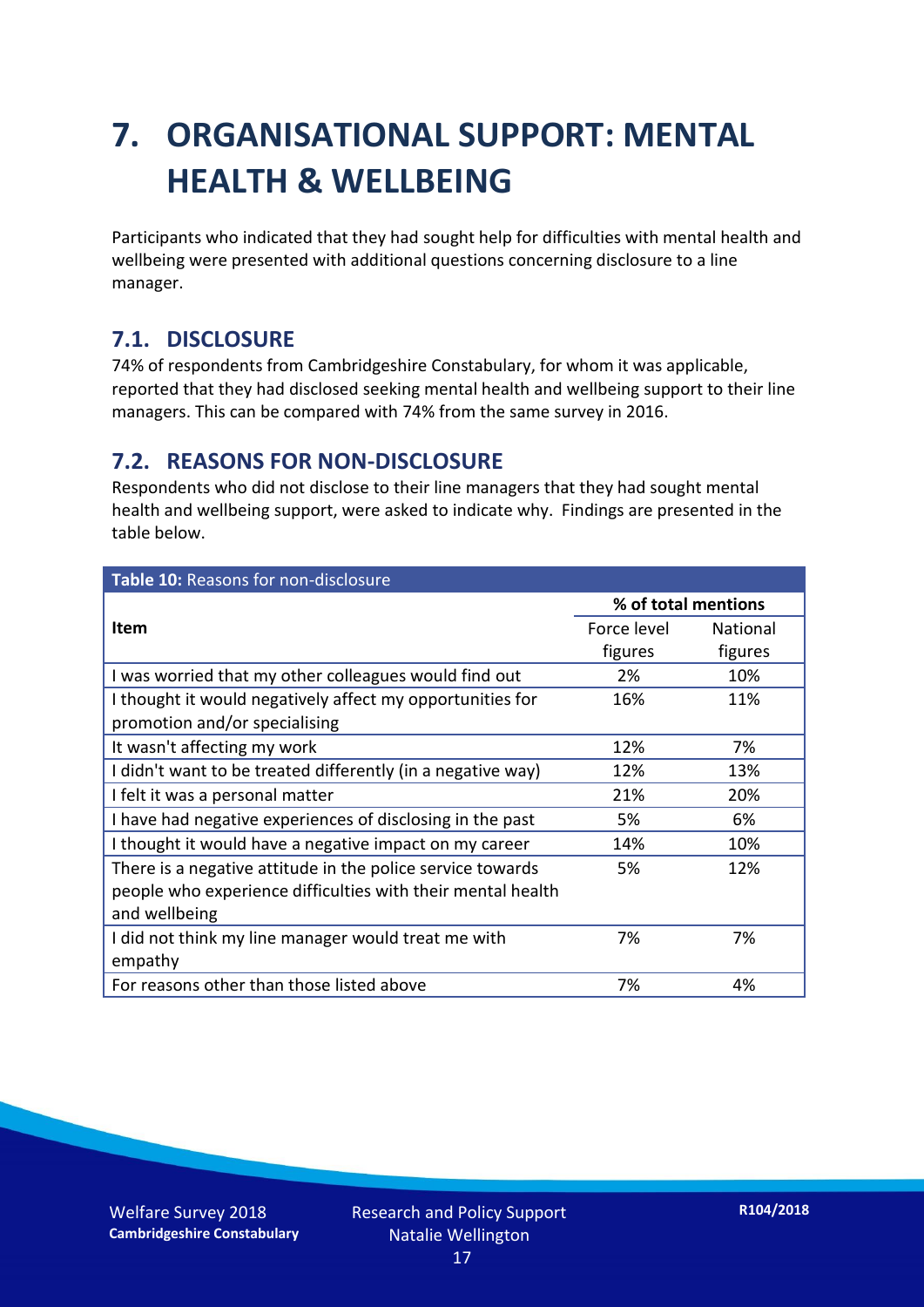# 7. ORGANISATIONAL SUPPORT: MENTAL HEALTH & WELLBEING

Participants who indicated that they had sought help for difficulties with mental health and wellbeing were presented with additional questions concerning disclosure to a line manager.

## 7.1. DISCLOSURE

74% of respondents from Cambridgeshire Constabulary, for whom it was applicable, reported that they had disclosed seeking mental health and wellbeing support to their line managers. This can be compared with 74% from the same survey in 2016.

## 7.2. REASONS FOR NON-DISCLOSURE

Respondents who did not disclose to their line managers that they had sought mental health and wellbeing support, were asked to indicate why. Findings are presented in the table below.

**Table 10:** Reasons for non-disclosure

| Item | % of total mentions | |
|---|---|---|
| | Force level figures | National figures |
| I was worried that my other colleagues would find out | 2% | 10% |
| I thought it would negatively affect my opportunities for promotion and/or specialising | 16% | 11% |
| It wasn't affecting my work | 12% | 7% |
| I didn't want to be treated differently (in a negative way) | 12% | 13% |
| I felt it was a personal matter | 21% | 20% |
| I have had negative experiences of disclosing in the past | 5% | 6% |
| I thought it would have a negative impact on my career | 14% | 10% |
| There is a negative attitude in the police service towards people who experience difficulties with their mental health and wellbeing | 5% | 12% |
| I did not think my line manager would treat me with empathy | 7% | 7% |
| For reasons other than those listed above | 7% | 4% |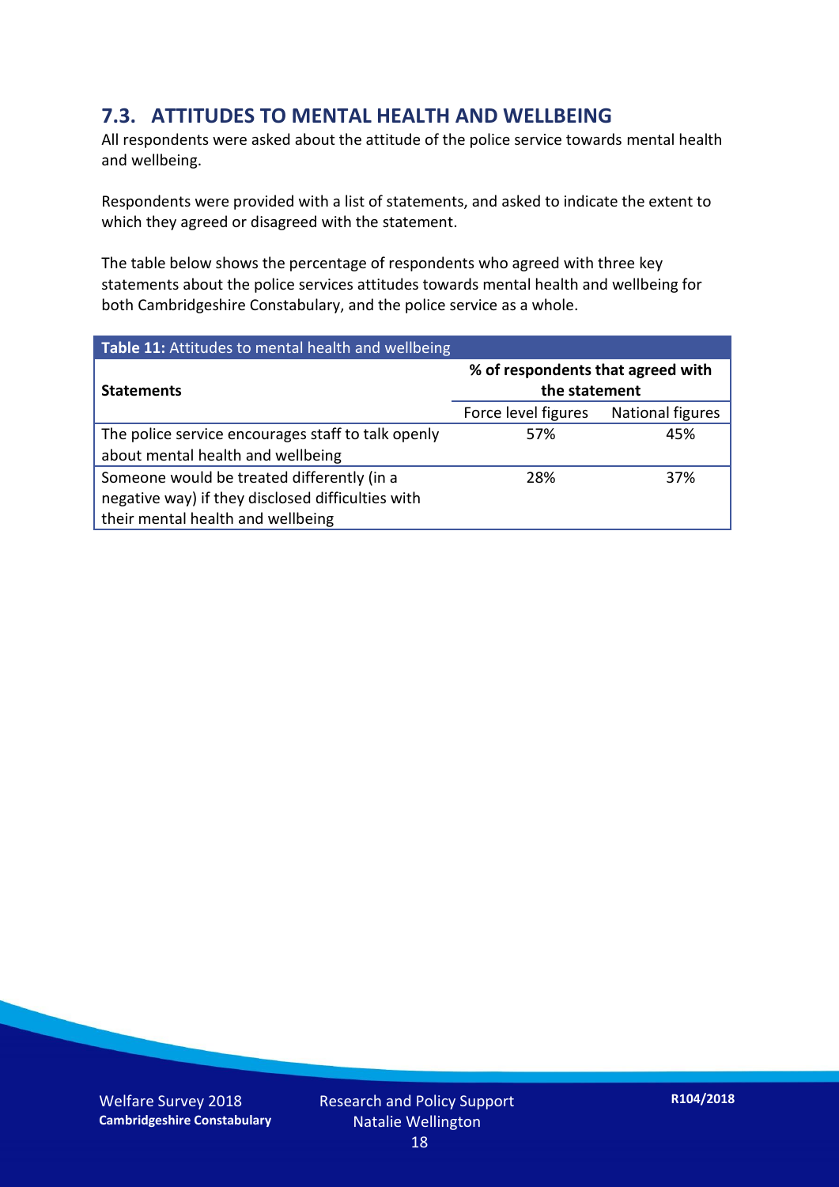## 7.3. ATTITUDES TO MENTAL HEALTH AND WELLBEING

All respondents were asked about the attitude of the police service towards mental health and wellbeing.

Respondents were provided with a list of statements, and asked to indicate the extent to which they agreed or disagreed with the statement.

The table below shows the percentage of respondents who agreed with three key statements about the police services attitudes towards mental health and wellbeing for both Cambridgeshire Constabulary, and the police service as a whole.

**Table 11:** Attitudes to mental health and wellbeing

| Statements | % of respondents that agreed with the statement | |
|---|---|---|
| | Force level figures | National figures |
| The police service encourages staff to talk openly about mental health and wellbeing | 57% | 45% |
| Someone would be treated differently (in a negative way) if they disclosed difficulties with their mental health and wellbeing | 28% | 37% |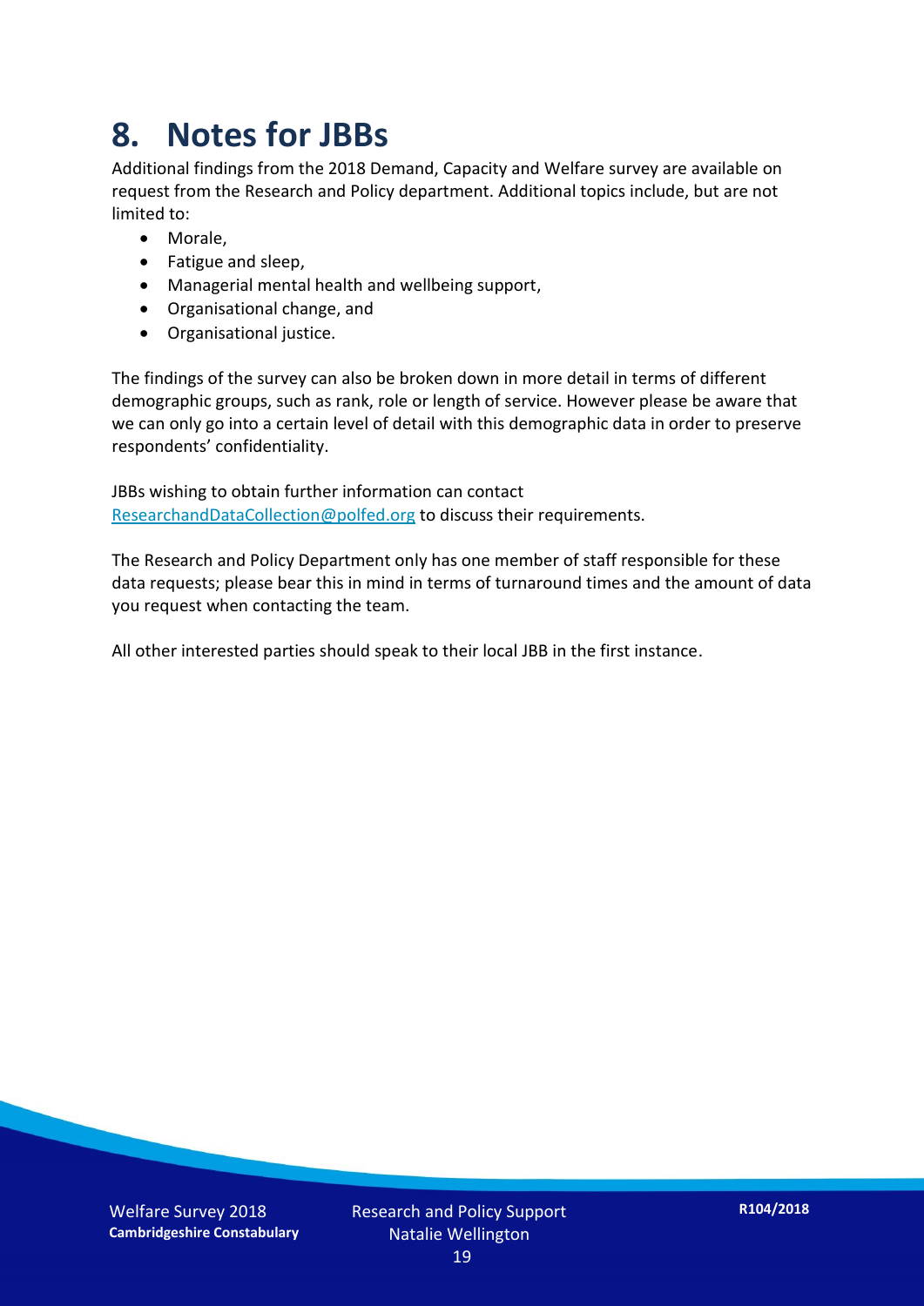# 8. Notes for JBBs

Additional findings from the 2018 Demand, Capacity and Welfare survey are available on request from the Research and Policy department. Additional topics include, but are not limited to:

- Morale,
- Fatigue and sleep,
- Managerial mental health and wellbeing support,
- Organisational change, and
- Organisational justice.

The findings of the survey can also be broken down in more detail in terms of different demographic groups, such as rank, role or length of service. However please be aware that we can only go into a certain level of detail with this demographic data in order to preserve respondents' confidentiality.

JBBs wishing to obtain further information can contact ResearchandDataCollection@polfed.org to discuss their requirements.

The Research and Policy Department only has one member of staff responsible for these data requests; please bear this in mind in terms of turnaround times and the amount of data you request when contacting the team.

All other interested parties should speak to their local JBB in the first instance.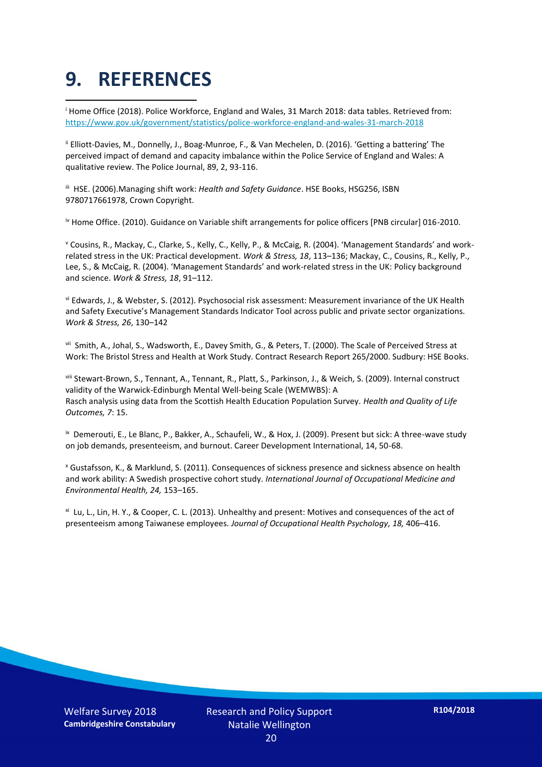# 9. REFERENCES

[i] Home Office (2018). Police Workforce, England and Wales, 31 March 2018: data tables. Retrieved from: https://www.gov.uk/government/statistics/police-workforce-england-and-wales-31-march-2018

[ii] Elliott-Davies, M., Donnelly, J., Boag-Munroe, F., & Van Mechelen, D. (2016). 'Getting a battering' The perceived impact of demand and capacity imbalance within the Police Service of England and Wales: A qualitative review. The Police Journal, 89, 2, 93-116.

[iii] HSE. (2006).Managing shift work: *Health and Safety Guidance*. HSE Books, HSG256, ISBN 9780717661978, Crown Copyright.

[iv] Home Office. (2010). Guidance on Variable shift arrangements for police officers [PNB circular] 016-2010.

[v] Cousins, R., Mackay, C., Clarke, S., Kelly, C., Kelly, P., & McCaig, R. (2004). 'Management Standards' and work-related stress in the UK: Practical development. *Work & Stress, 18*, 113–136; Mackay, C., Cousins, R., Kelly, P., Lee, S., & McCaig, R. (2004). 'Management Standards' and work-related stress in the UK: Policy background and science. *Work & Stress, 18*, 91–112.

[vi] Edwards, J., & Webster, S. (2012). Psychosocial risk assessment: Measurement invariance of the UK Health and Safety Executive's Management Standards Indicator Tool across public and private sector organizations. *Work & Stress, 26*, 130–142

[vii] Smith, A., Johal, S., Wadsworth, E., Davey Smith, G., & Peters, T. (2000). The Scale of Perceived Stress at Work: The Bristol Stress and Health at Work Study. Contract Research Report 265/2000. Sudbury: HSE Books.

[viii] Stewart-Brown, S., Tennant, A., Tennant, R., Platt, S., Parkinson, J., & Weich, S. (2009). Internal construct validity of the Warwick-Edinburgh Mental Well-being Scale (WEMWBS): A Rasch analysis using data from the Scottish Health Education Population Survey. *Health and Quality of Life Outcomes, 7*: 15.

[ix] Demerouti, E., Le Blanc, P., Bakker, A., Schaufeli, W., & Hox, J. (2009). Present but sick: A three-wave study on job demands, presenteeism, and burnout. Career Development International, 14, 50-68.

[x] Gustafsson, K., & Marklund, S. (2011). Consequences of sickness presence and sickness absence on health and work ability: A Swedish prospective cohort study. *International Journal of Occupational Medicine and Environmental Health, 24,* 153–165.

[xi] Lu, L., Lin, H. Y., & Cooper, C. L. (2013). Unhealthy and present: Motives and consequences of the act of presenteeism among Taiwanese employees. *Journal of Occupational Health Psychology, 18,* 406–416.